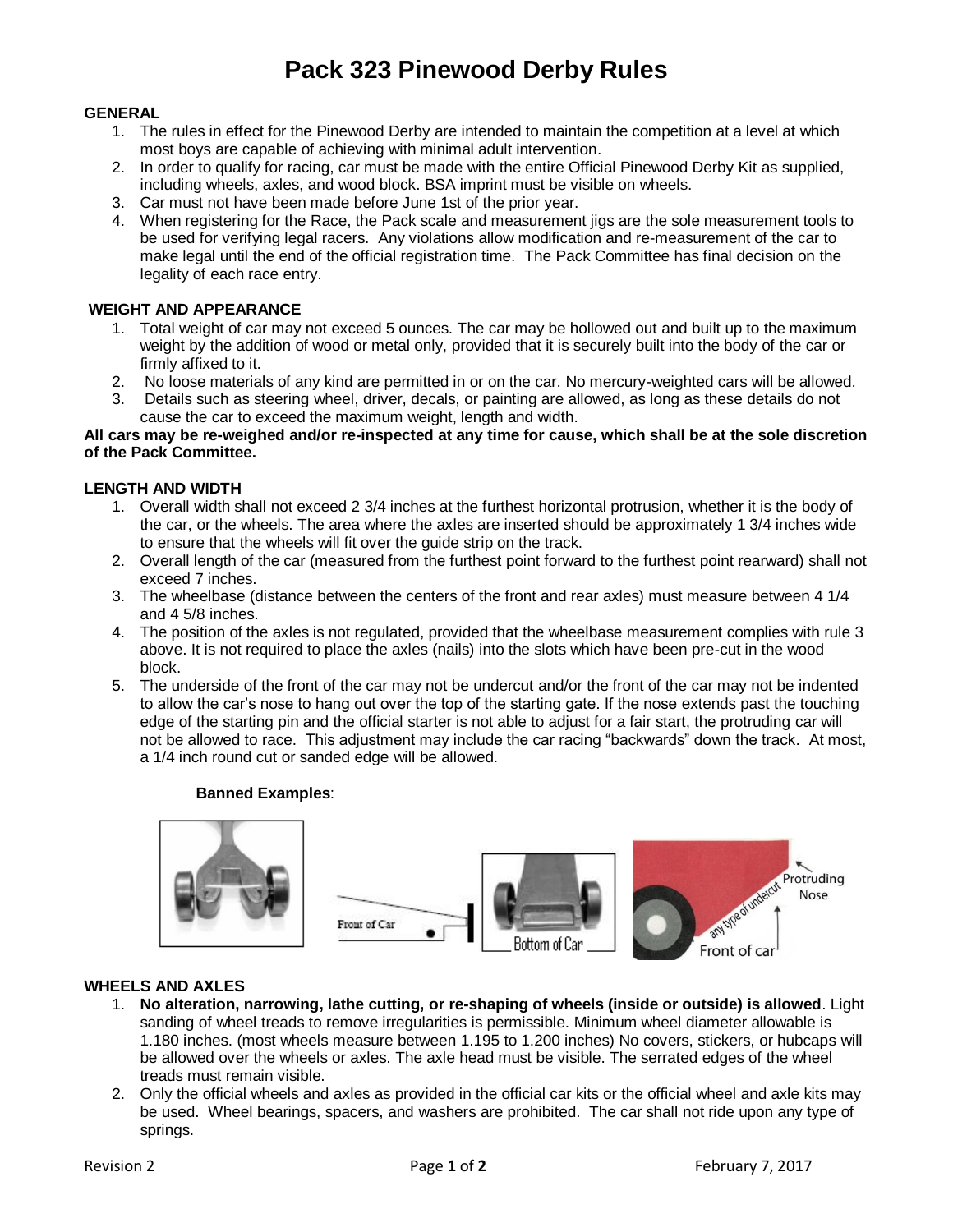# Pack 323 Pinewood Derby Rules

## GENERAL

1. The rules in effect for the Pinewood Derby are intended to maintain the competition at a level at which most boys are capable of achieving with minimal adult intervention.
2. In order to qualify for racing, car must be made with the entire Official Pinewood Derby Kit as supplied, including wheels, axles, and wood block. BSA imprint must be visible on wheels.
3. Car must not have been made before June 1st of the prior year.
4. When registering for the Race, the Pack scale and measurement jigs are the sole measurement tools to be used for verifying legal racers. Any violations allow modification and re-measurement of the car to make legal until the end of the official registration time. The Pack Committee has final decision on the legality of each race entry.

## WEIGHT AND APPEARANCE

1. Total weight of car may not exceed 5 ounces. The car may be hollowed out and built up to the maximum weight by the addition of wood or metal only, provided that it is securely built into the body of the car or firmly affixed to it.
2. No loose materials of any kind are permitted in or on the car. No mercury-weighted cars will be allowed.
3. Details such as steering wheel, driver, decals, or painting are allowed, as long as these details do not cause the car to exceed the maximum weight, length and width.

**All cars may be re-weighed and/or re-inspected at any time for cause, which shall be at the sole discretion of the Pack Committee.**

## LENGTH AND WIDTH

1. Overall width shall not exceed 2 3/4 inches at the furthest horizontal protrusion, whether it is the body of the car, or the wheels. The area where the axles are inserted should be approximately 1 3/4 inches wide to ensure that the wheels will fit over the guide strip on the track.
2. Overall length of the car (measured from the furthest point forward to the furthest point rearward) shall not exceed 7 inches.
3. The wheelbase (distance between the centers of the front and rear axles) must measure between 4 1/4 and 4 5/8 inches.
4. The position of the axles is not regulated, provided that the wheelbase measurement complies with rule 3 above. It is not required to place the axles (nails) into the slots which have been pre-cut in the wood block.
5. The underside of the front of the car may not be undercut and/or the front of the car may not be indented to allow the car's nose to hang out over the top of the starting gate. If the nose extends past the touching edge of the starting pin and the official starter is not able to adjust for a fair start, the protruding car will not be allowed to race. This adjustment may include the car racing "backwards" down the track. At most, a 1/4 inch round cut or sanded edge will be allowed.

**Banned Examples**:

Front of Car | Bottom of Car | any type of undercut | Protruding Nose | Front of car

## WHEELS AND AXLES

1. **No alteration, narrowing, lathe cutting, or re-shaping of wheels (inside or outside) is allowed**. Light sanding of wheel treads to remove irregularities is permissible. Minimum wheel diameter allowable is 1.180 inches. (most wheels measure between 1.195 to 1.200 inches) No covers, stickers, or hubcaps will be allowed over the wheels or axles. The axle head must be visible. The serrated edges of the wheel treads must remain visible.
2. Only the official wheels and axles as provided in the official car kits or the official wheel and axle kits may be used. Wheel bearings, spacers, and washers are prohibited. The car shall not ride upon any type of springs.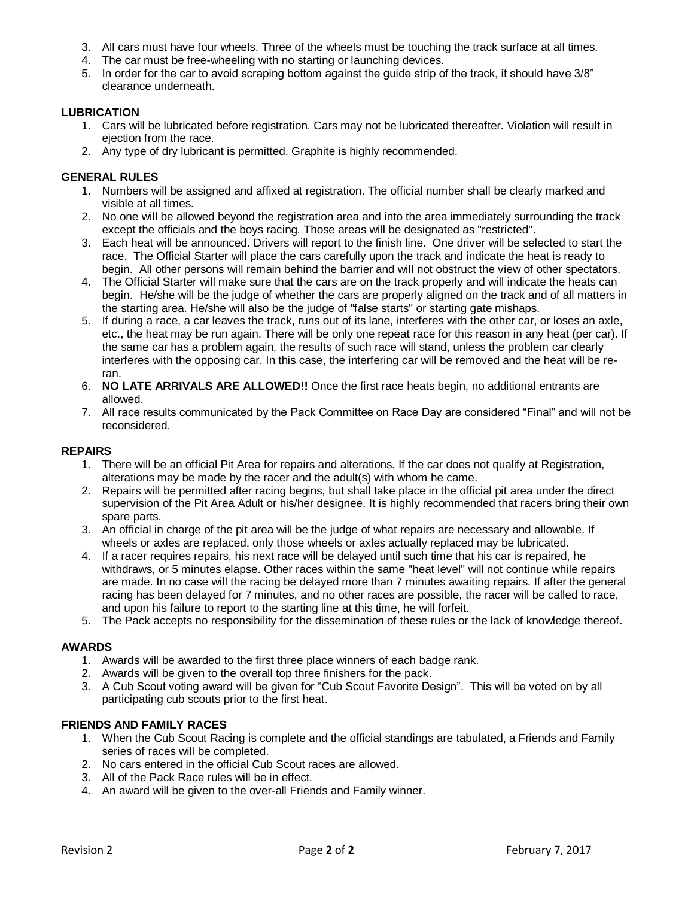3. All cars must have four wheels. Three of the wheels must be touching the track surface at all times.
4. The car must be free-wheeling with no starting or launching devices.
5. In order for the car to avoid scraping bottom against the guide strip of the track, it should have 3/8" clearance underneath.

**LUBRICATION**

1. Cars will be lubricated before registration. Cars may not be lubricated thereafter. Violation will result in ejection from the race.
2. Any type of dry lubricant is permitted. Graphite is highly recommended.

**GENERAL RULES**

1. Numbers will be assigned and affixed at registration. The official number shall be clearly marked and visible at all times.
2. No one will be allowed beyond the registration area and into the area immediately surrounding the track except the officials and the boys racing. Those areas will be designated as "restricted".
3. Each heat will be announced. Drivers will report to the finish line. One driver will be selected to start the race. The Official Starter will place the cars carefully upon the track and indicate the heat is ready to begin. All other persons will remain behind the barrier and will not obstruct the view of other spectators.
4. The Official Starter will make sure that the cars are on the track properly and will indicate the heats can begin. He/she will be the judge of whether the cars are properly aligned on the track and of all matters in the starting area. He/she will also be the judge of "false starts" or starting gate mishaps.
5. If during a race, a car leaves the track, runs out of its lane, interferes with the other car, or loses an axle, etc., the heat may be run again. There will be only one repeat race for this reason in any heat (per car). If the same car has a problem again, the results of such race will stand, unless the problem car clearly interferes with the opposing car. In this case, the interfering car will be removed and the heat will be re-ran.
6. **NO LATE ARRIVALS ARE ALLOWED!!** Once the first race heats begin, no additional entrants are allowed.
7. All race results communicated by the Pack Committee on Race Day are considered "Final" and will not be reconsidered.

**REPAIRS**

1. There will be an official Pit Area for repairs and alterations. If the car does not qualify at Registration, alterations may be made by the racer and the adult(s) with whom he came.
2. Repairs will be permitted after racing begins, but shall take place in the official pit area under the direct supervision of the Pit Area Adult or his/her designee. It is highly recommended that racers bring their own spare parts.
3. An official in charge of the pit area will be the judge of what repairs are necessary and allowable. If wheels or axles are replaced, only those wheels or axles actually replaced may be lubricated.
4. If a racer requires repairs, his next race will be delayed until such time that his car is repaired, he withdraws, or 5 minutes elapse. Other races within the same "heat level" will not continue while repairs are made. In no case will the racing be delayed more than 7 minutes awaiting repairs. If after the general racing has been delayed for 7 minutes, and no other races are possible, the racer will be called to race, and upon his failure to report to the starting line at this time, he will forfeit.
5. The Pack accepts no responsibility for the dissemination of these rules or the lack of knowledge thereof.

**AWARDS**

1. Awards will be awarded to the first three place winners of each badge rank.
2. Awards will be given to the overall top three finishers for the pack.
3. A Cub Scout voting award will be given for "Cub Scout Favorite Design". This will be voted on by all participating cub scouts prior to the first heat.

**FRIENDS AND FAMILY RACES**

1. When the Cub Scout Racing is complete and the official standings are tabulated, a Friends and Family series of races will be completed.
2. No cars entered in the official Cub Scout races are allowed.
3. All of the Pack Race rules will be in effect.
4. An award will be given to the over-all Friends and Family winner.

Revision 2 February 7, 2017